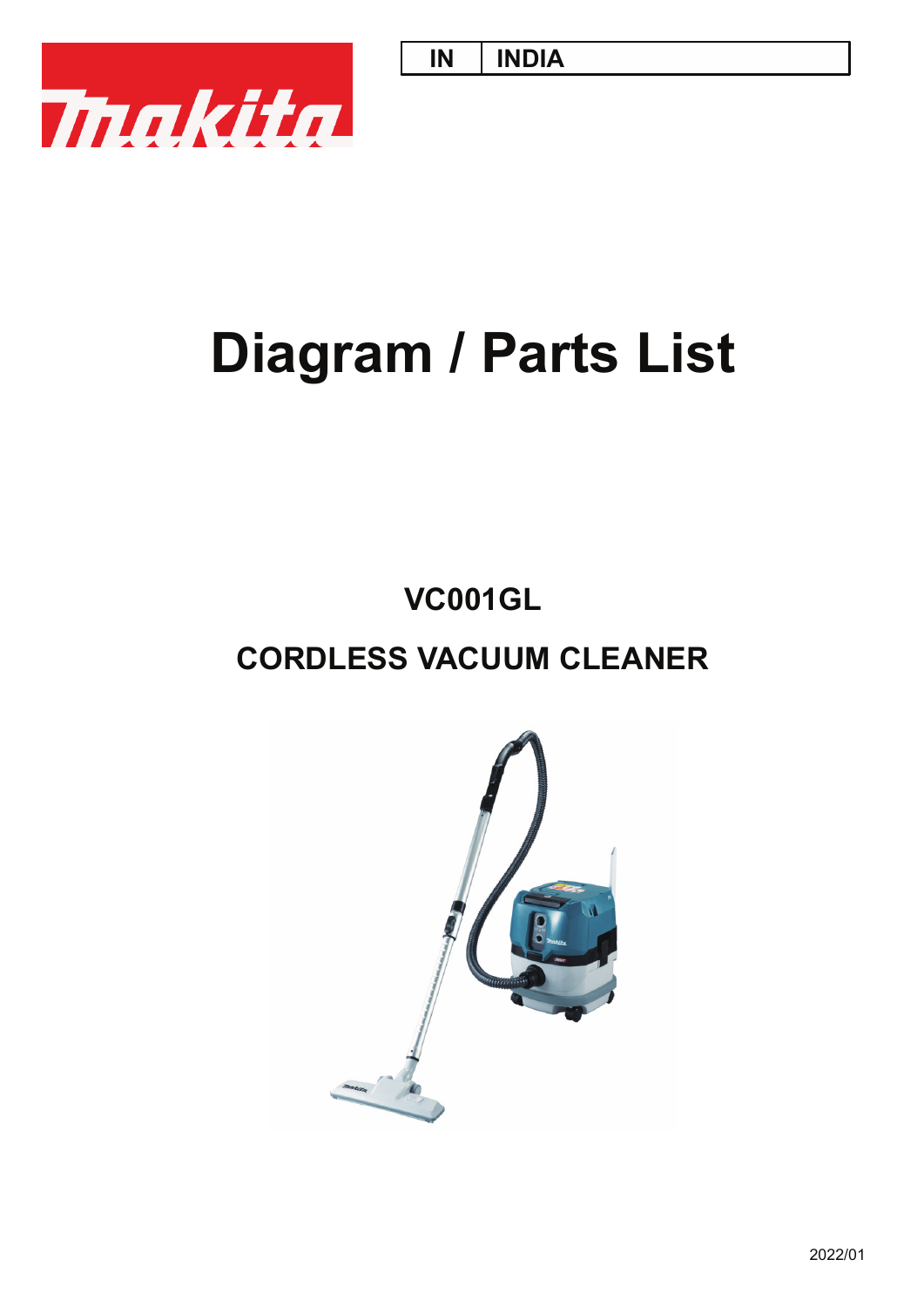| IN | INDIA |
|---|---|

# Diagram / Parts List

## VC001GL

## CORDLESS VACUUM CLEANER

2022/01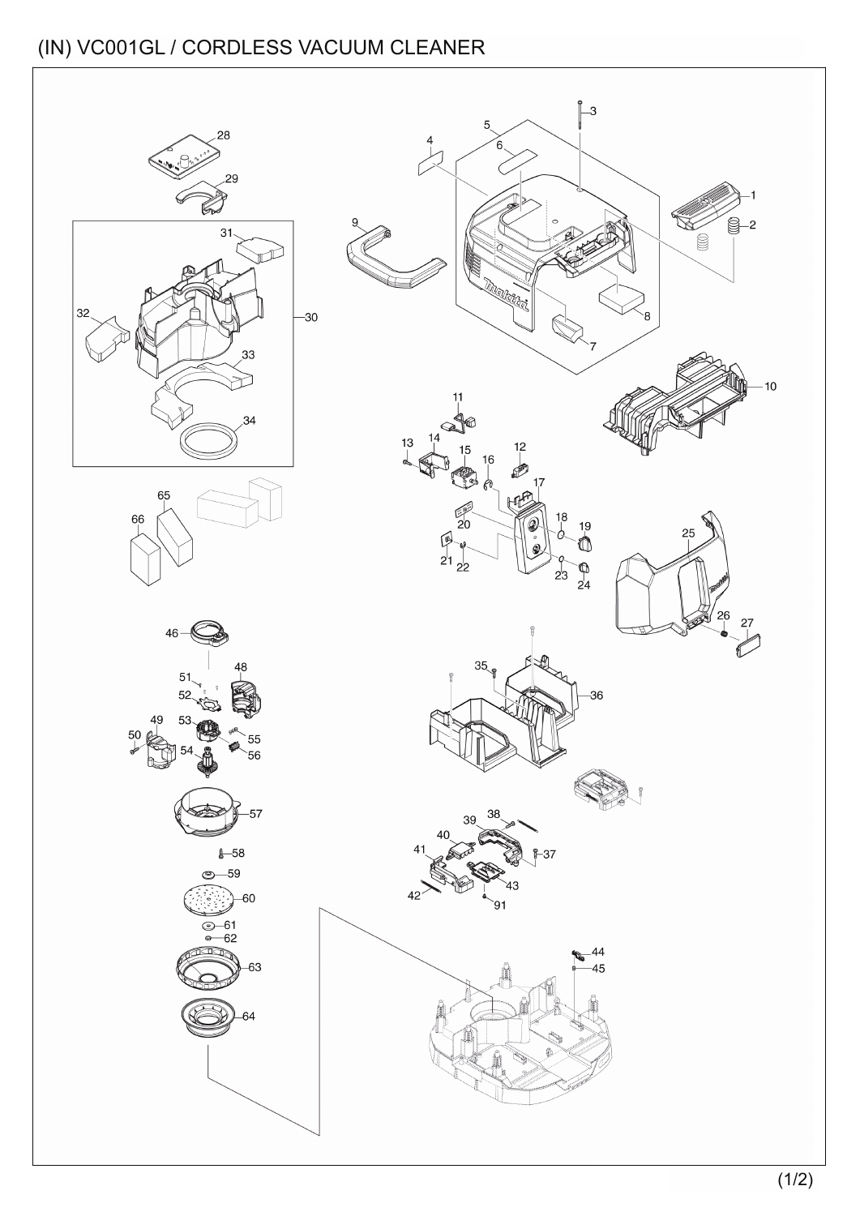# (IN) VC001GL / CORDLESS VACUUM CLEANER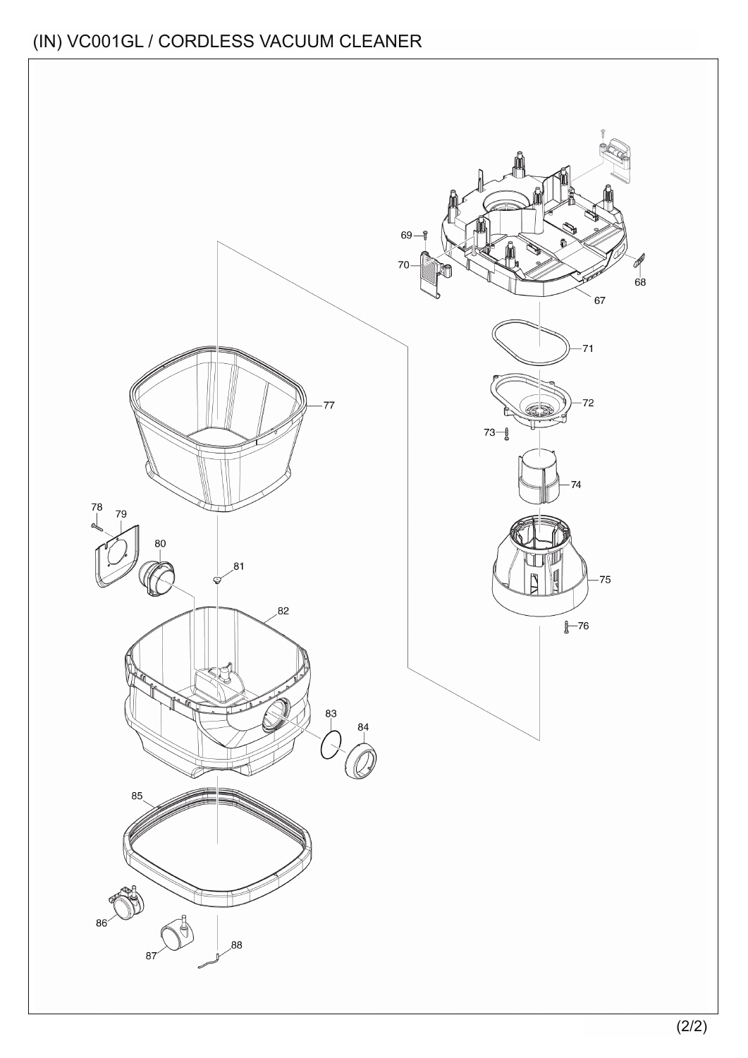# (IN) VC001GL / CORDLESS VACUUM CLEANER

67
68
69
70
71
72
73
74
75
76
77
78
79
80
81
82
83
84
85
86
87
88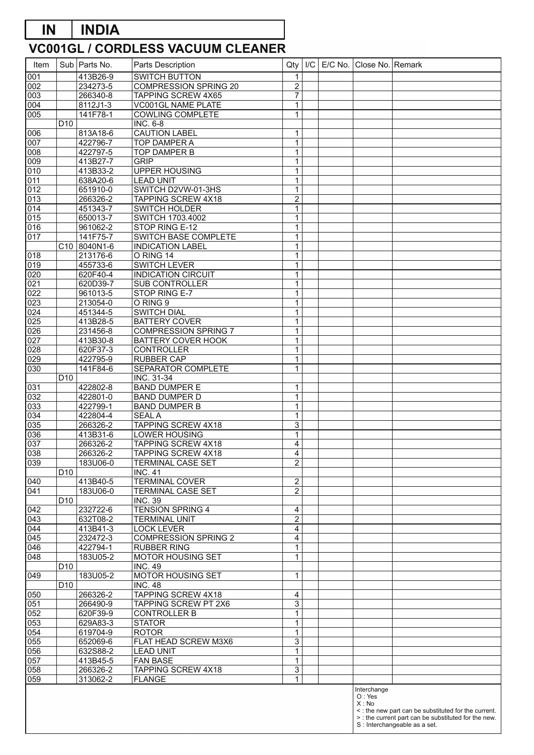# IN | INDIA

## VC001GL / CORDLESS VACUUM CLEANER

| Item | Sub | Parts No. | Parts Description | Qty | I/C | E/C No. | Close No. | Remark |
|---|---|---|---|---|---|---|---|---|
| 001 | | 413B26-9 | SWITCH BUTTON | 1 | | | | |
| 002 | | 234273-5 | COMPRESSION SPRING 20 | 2 | | | | |
| 003 | | 266340-8 | TAPPING SCREW 4X65 | 7 | | | | |
| 004 | | 8112J1-3 | VC001GL NAME PLATE | 1 | | | | |
| 005 | | 141F78-1 | COWLING COMPLETE | 1 | | | | |
| | D10 | | INC. 6-8 | | | | | |
| 006 | | 813A18-6 | CAUTION LABEL | 1 | | | | |
| 007 | | 422796-7 | TOP DAMPER A | 1 | | | | |
| 008 | | 422797-5 | TOP DAMPER B | 1 | | | | |
| 009 | | 413B27-7 | GRIP | 1 | | | | |
| 010 | | 413B33-2 | UPPER HOUSING | 1 | | | | |
| 011 | | 638A20-6 | LEAD UNIT | 1 | | | | |
| 012 | | 651910-0 | SWITCH D2VW-01-3HS | 1 | | | | |
| 013 | | 266326-2 | TAPPING SCREW 4X18 | 2 | | | | |
| 014 | | 451343-7 | SWITCH HOLDER | 1 | | | | |
| 015 | | 650013-7 | SWITCH 1703.4002 | 1 | | | | |
| 016 | | 961062-2 | STOP RING E-12 | 1 | | | | |
| 017 | | 141F75-7 | SWITCH BASE COMPLETE | 1 | | | | |
| | C10 | 8040N1-6 | INDICATION LABEL | 1 | | | | |
| 018 | | 213176-6 | O RING 14 | 1 | | | | |
| 019 | | 455733-6 | SWITCH LEVER | 1 | | | | |
| 020 | | 620F40-4 | INDICATION CIRCUIT | 1 | | | | |
| 021 | | 620D39-7 | SUB CONTROLLER | 1 | | | | |
| 022 | | 961013-5 | STOP RING E-7 | 1 | | | | |
| 023 | | 213054-0 | O RING 9 | 1 | | | | |
| 024 | | 451344-5 | SWITCH DIAL | 1 | | | | |
| 025 | | 413B28-5 | BATTERY COVER | 1 | | | | |
| 026 | | 231456-8 | COMPRESSION SPRING 7 | 1 | | | | |
| 027 | | 413B30-8 | BATTERY COVER HOOK | 1 | | | | |
| 028 | | 620F37-3 | CONTROLLER | 1 | | | | |
| 029 | | 422795-9 | RUBBER CAP | 1 | | | | |
| 030 | | 141F84-6 | SEPARATOR COMPLETE | 1 | | | | |
| | D10 | | INC. 31-34 | | | | | |
| 031 | | 422802-8 | BAND DUMPER E | 1 | | | | |
| 032 | | 422801-0 | BAND DUMPER D | 1 | | | | |
| 033 | | 422799-1 | BAND DUMPER B | 1 | | | | |
| 034 | | 422804-4 | SEAL A | 1 | | | | |
| 035 | | 266326-2 | TAPPING SCREW 4X18 | 3 | | | | |
| 036 | | 413B31-6 | LOWER HOUSING | 1 | | | | |
| 037 | | 266326-2 | TAPPING SCREW 4X18 | 4 | | | | |
| 038 | | 266326-2 | TAPPING SCREW 4X18 | 4 | | | | |
| 039 | | 183U06-0 | TERMINAL CASE SET | 2 | | | | |
| | D10 | | INC. 41 | | | | | |
| 040 | | 413B40-5 | TERMINAL COVER | 2 | | | | |
| 041 | | 183U06-0 | TERMINAL CASE SET | 2 | | | | |
| | D10 | | INC. 39 | | | | | |
| 042 | | 232722-6 | TENSION SPRING 4 | 4 | | | | |
| 043 | | 632T08-2 | TERMINAL UNIT | 2 | | | | |
| 044 | | 413B41-3 | LOCK LEVER | 4 | | | | |
| 045 | | 232472-3 | COMPRESSION SPRING 2 | 4 | | | | |
| 046 | | 422794-1 | RUBBER RING | 1 | | | | |
| 048 | | 183U05-2 | MOTOR HOUSING SET | 1 | | | | |
| | D10 | | INC. 49 | | | | | |
| 049 | | 183U05-2 | MOTOR HOUSING SET | 1 | | | | |
| | D10 | | INC. 48 | | | | | |
| 050 | | 266326-2 | TAPPING SCREW 4X18 | 4 | | | | |
| 051 | | 266490-9 | TAPPING SCREW PT 2X6 | 3 | | | | |
| 052 | | 620F39-9 | CONTROLLER B | 1 | | | | |
| 053 | | 629A83-3 | STATOR | 1 | | | | |
| 054 | | 619704-9 | ROTOR | 1 | | | | |
| 055 | | 652069-6 | FLAT HEAD SCREW M3X6 | 3 | | | | |
| 056 | | 632S88-2 | LEAD UNIT | 1 | | | | |
| 057 | | 413B45-5 | FAN BASE | 1 | | | | |
| 058 | | 266326-2 | TAPPING SCREW 4X18 | 3 | | | | |
| 059 | | 313062-2 | FLANGE | 1 | | | | |

Interchange
O : Yes
X : No
< : the new part can be substituted for the current.
> : the current part can be substituted for the new.
S : Interchangeable as a set.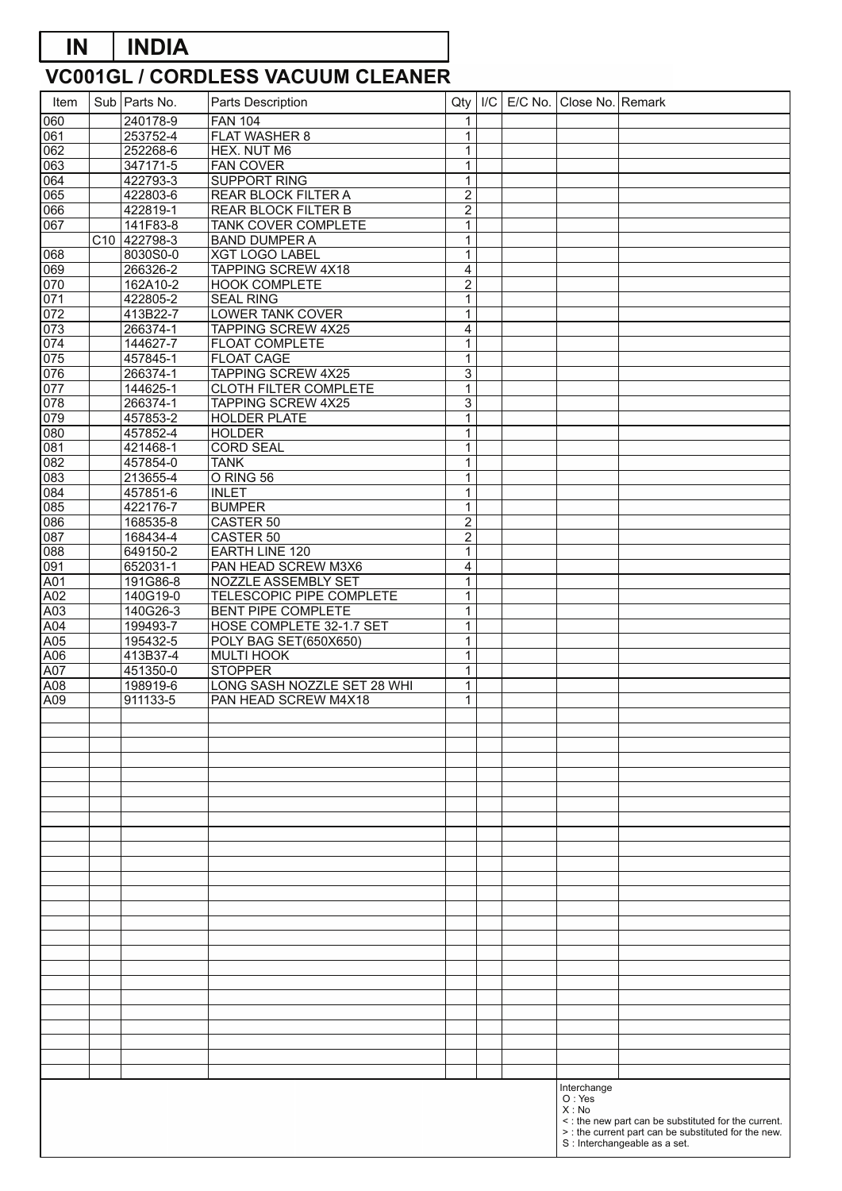# IN | INDIA

## VC001GL / CORDLESS VACUUM CLEANER

| Item | Sub | Parts No. | Parts Description | Qty | I/C | E/C No. | Close No. | Remark |
|---|---|---|---|---|---|---|---|---|
| 060 | | 240178-9 | FAN 104 | 1 | | | | |
| 061 | | 253752-4 | FLAT WASHER 8 | 1 | | | | |
| 062 | | 252268-6 | HEX. NUT M6 | 1 | | | | |
| 063 | | 347171-5 | FAN COVER | 1 | | | | |
| 064 | | 422793-3 | SUPPORT RING | 1 | | | | |
| 065 | | 422803-6 | REAR BLOCK FILTER A | 2 | | | | |
| 066 | | 422819-1 | REAR BLOCK FILTER B | 2 | | | | |
| 067 | | 141F83-8 | TANK COVER COMPLETE | 1 | | | | |
| | C10 | 422798-3 | BAND DUMPER A | 1 | | | | |
| 068 | | 8030S0-0 | XGT LOGO LABEL | 1 | | | | |
| 069 | | 266326-2 | TAPPING SCREW 4X18 | 4 | | | | |
| 070 | | 162A10-2 | HOOK COMPLETE | 2 | | | | |
| 071 | | 422805-2 | SEAL RING | 1 | | | | |
| 072 | | 413B22-7 | LOWER TANK COVER | 1 | | | | |
| 073 | | 266374-1 | TAPPING SCREW 4X25 | 4 | | | | |
| 074 | | 144627-7 | FLOAT COMPLETE | 1 | | | | |
| 075 | | 457845-1 | FLOAT CAGE | 1 | | | | |
| 076 | | 266374-1 | TAPPING SCREW 4X25 | 3 | | | | |
| 077 | | 144625-1 | CLOTH FILTER COMPLETE | 1 | | | | |
| 078 | | 266374-1 | TAPPING SCREW 4X25 | 3 | | | | |
| 079 | | 457853-2 | HOLDER PLATE | 1 | | | | |
| 080 | | 457852-4 | HOLDER | 1 | | | | |
| 081 | | 421468-1 | CORD SEAL | 1 | | | | |
| 082 | | 457854-0 | TANK | 1 | | | | |
| 083 | | 213655-4 | O RING 56 | 1 | | | | |
| 084 | | 457851-6 | INLET | 1 | | | | |
| 085 | | 422176-7 | BUMPER | 1 | | | | |
| 086 | | 168535-8 | CASTER 50 | 2 | | | | |
| 087 | | 168434-4 | CASTER 50 | 2 | | | | |
| 088 | | 649150-2 | EARTH LINE 120 | 1 | | | | |
| 091 | | 652031-1 | PAN HEAD SCREW M3X6 | 4 | | | | |
| A01 | | 191G86-8 | NOZZLE ASSEMBLY SET | 1 | | | | |
| A02 | | 140G19-0 | TELESCOPIC PIPE COMPLETE | 1 | | | | |
| A03 | | 140G26-3 | BENT PIPE COMPLETE | 1 | | | | |
| A04 | | 199493-7 | HOSE COMPLETE 32-1.7 SET | 1 | | | | |
| A05 | | 195432-5 | POLY BAG SET(650X650) | 1 | | | | |
| A06 | | 413B37-4 | MULTI HOOK | 1 | | | | |
| A07 | | 451350-0 | STOPPER | 1 | | | | |
| A08 | | 198919-6 | LONG SASH NOZZLE SET 28 WHI | 1 | | | | |
| A09 | | 911133-5 | PAN HEAD SCREW M4X18 | 1 | | | | |

Interchange
O : Yes
X : No
< : the new part can be substituted for the current.
> : the current part can be substituted for the new.
S : Interchangeable as a set.